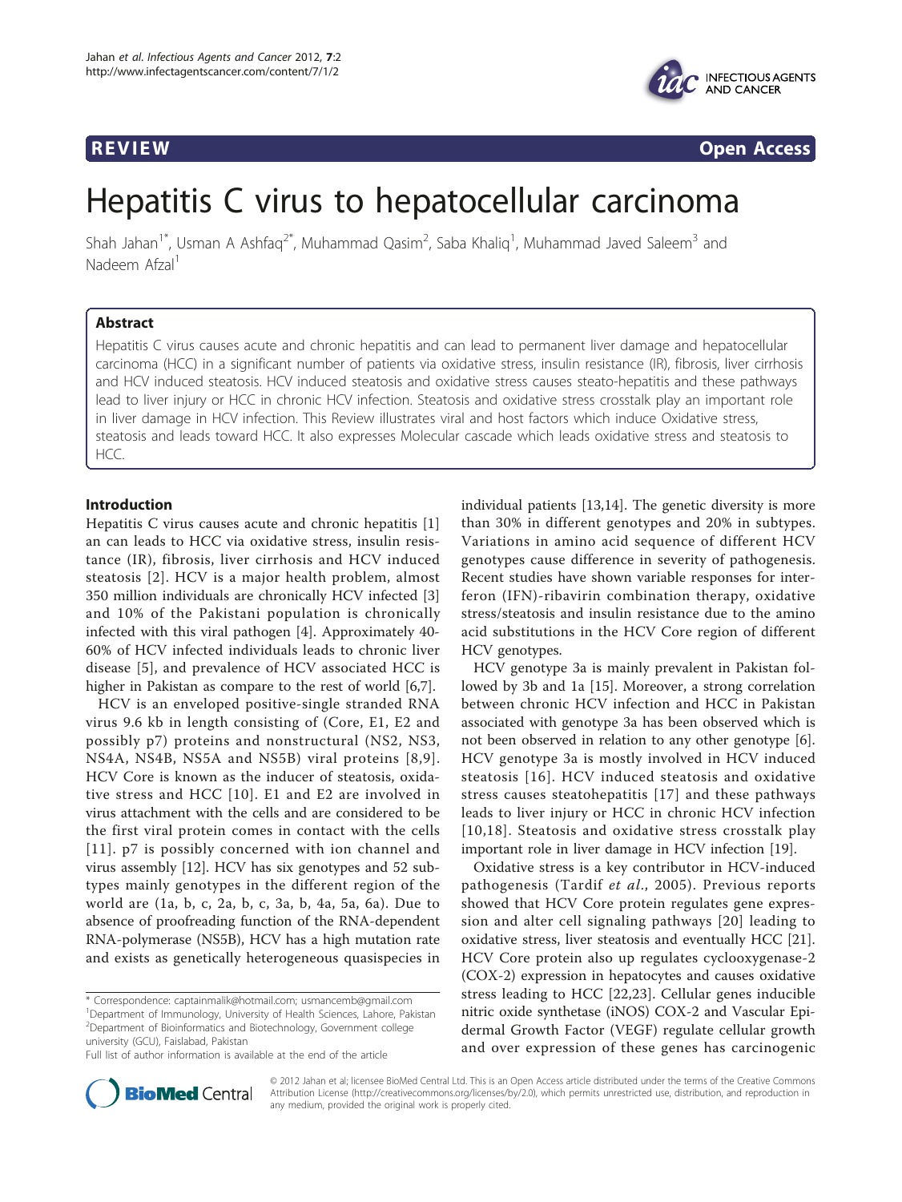**REVIEW** **Open Access**

# Hepatitis C virus to hepatocellular carcinoma

Shah Jahan[1*], Usman A Ashfaq[2*], Muhammad Qasim[2], Saba Khaliq[1], Muhammad Javed Saleem[3] and Nadeem Afzal[1]

## Abstract

Hepatitis C virus causes acute and chronic hepatitis and can lead to permanent liver damage and hepatocellular carcinoma (HCC) in a significant number of patients via oxidative stress, insulin resistance (IR), fibrosis, liver cirrhosis and HCV induced steatosis. HCV induced steatosis and oxidative stress causes steato-hepatitis and these pathways lead to liver injury or HCC in chronic HCV infection. Steatosis and oxidative stress crosstalk play an important role in liver damage in HCV infection. This Review illustrates viral and host factors which induce Oxidative stress, steatosis and leads toward HCC. It also expresses Molecular cascade which leads oxidative stress and steatosis to HCC.

## Introduction

Hepatitis C virus causes acute and chronic hepatitis [1] an can leads to HCC via oxidative stress, insulin resistance (IR), fibrosis, liver cirrhosis and HCV induced steatosis [2]. HCV is a major health problem, almost 350 million individuals are chronically HCV infected [3] and 10% of the Pakistani population is chronically infected with this viral pathogen [4]. Approximately 40-60% of HCV infected individuals leads to chronic liver disease [5], and prevalence of HCV associated HCC is higher in Pakistan as compare to the rest of world [6,7].

HCV is an enveloped positive-single stranded RNA virus 9.6 kb in length consisting of (Core, E1, E2 and possibly p7) proteins and nonstructural (NS2, NS3, NS4A, NS4B, NS5A and NS5B) viral proteins [8,9]. HCV Core is known as the inducer of steatosis, oxidative stress and HCC [10]. E1 and E2 are involved in virus attachment with the cells and are considered to be the first viral protein comes in contact with the cells [11]. p7 is possibly concerned with ion channel and virus assembly [12]. HCV has six genotypes and 52 subtypes mainly genotypes in the different region of the world are (1a, b, c, 2a, b, c, 3a, b, 4a, 5a, 6a). Due to absence of proofreading function of the RNA-dependent RNA-polymerase (NS5B), HCV has a high mutation rate and exists as genetically heterogeneous quasispecies in individual patients [13,14]. The genetic diversity is more than 30% in different genotypes and 20% in subtypes. Variations in amino acid sequence of different HCV genotypes cause difference in severity of pathogenesis. Recent studies have shown variable responses for interferon (IFN)-ribavirin combination therapy, oxidative stress/steatosis and insulin resistance due to the amino acid substitutions in the HCV Core region of different HCV genotypes.

HCV genotype 3a is mainly prevalent in Pakistan followed by 3b and 1a [15]. Moreover, a strong correlation between chronic HCV infection and HCC in Pakistan associated with genotype 3a has been observed which is not been observed in relation to any other genotype [6]. HCV genotype 3a is mostly involved in HCV induced steatosis [16]. HCV induced steatosis and oxidative stress causes steatohepatitis [17] and these pathways leads to liver injury or HCC in chronic HCV infection [10,18]. Steatosis and oxidative stress crosstalk play important role in liver damage in HCV infection [19].

Oxidative stress is a key contributor in HCV-induced pathogenesis (Tardif *et al*., 2005). Previous reports showed that HCV Core protein regulates gene expression and alter cell signaling pathways [20] leading to oxidative stress, liver steatosis and eventually HCC [21]. HCV Core protein also up regulates cyclooxygenase-2 (COX-2) expression in hepatocytes and causes oxidative stress leading to HCC [22,23]. Cellular genes inducible nitric oxide synthetase (iNOS) COX-2 and Vascular Epidermal Growth Factor (VEGF) regulate cellular growth and over expression of these genes has carcinogenic

\* Correspondence: captainmalik@hotmail.com; usmancemb@gmail.com
[1]Department of Immunology, University of Health Sciences, Lahore, Pakistan
[2]Department of Bioinformatics and Biotechnology, Government college university (GCU), Faisalabad, Pakistan
Full list of author information is available at the end of the article

© 2012 Jahan et al; licensee BioMed Central Ltd. This is an Open Access article distributed under the terms of the Creative Commons Attribution License (http://creativecommons.org/licenses/by/2.0), which permits unrestricted use, distribution, and reproduction in any medium, provided the original work is properly cited.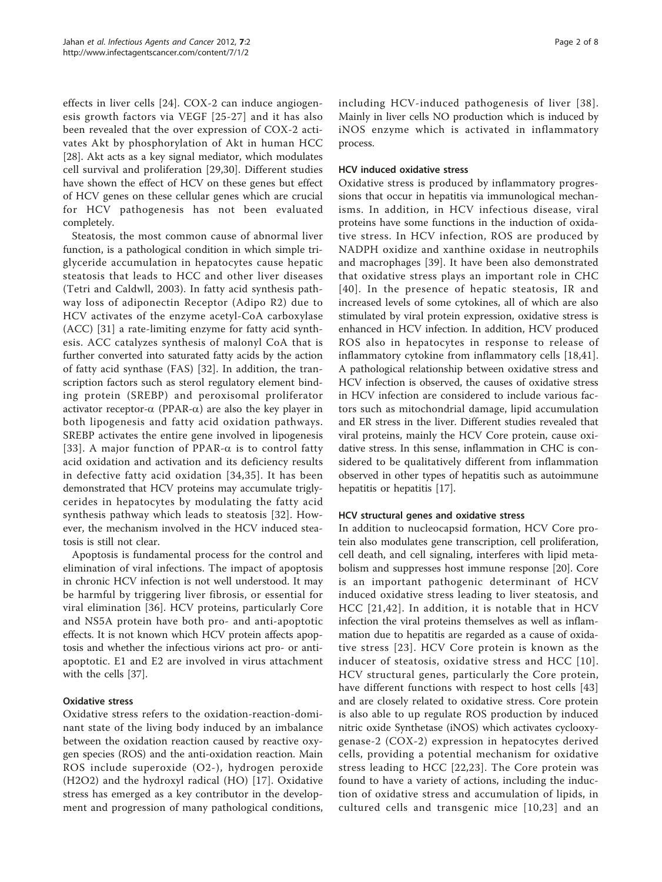effects in liver cells [24]. COX-2 can induce angiogenesis growth factors via VEGF [25-27] and it has also been revealed that the over expression of COX-2 activates Akt by phosphorylation of Akt in human HCC [28]. Akt acts as a key signal mediator, which modulates cell survival and proliferation [29,30]. Different studies have shown the effect of HCV on these genes but effect of HCV genes on these cellular genes which are crucial for HCV pathogenesis has not been evaluated completely.

Steatosis, the most common cause of abnormal liver function, is a pathological condition in which simple triglyceride accumulation in hepatocytes cause hepatic steatosis that leads to HCC and other liver diseases (Tetri and Caldwll, 2003). In fatty acid synthesis pathway loss of adiponectin Receptor (Adipo R2) due to HCV activates of the enzyme acetyl-CoA carboxylase (ACC) [31] a rate-limiting enzyme for fatty acid synthesis. ACC catalyzes synthesis of malonyl CoA that is further converted into saturated fatty acids by the action of fatty acid synthase (FAS) [32]. In addition, the transcription factors such as sterol regulatory element binding protein (SREBP) and peroxisomal proliferator activator receptor-α (PPAR-α) are also the key player in both lipogenesis and fatty acid oxidation pathways. SREBP activates the entire gene involved in lipogenesis [33]. A major function of PPAR-α is to control fatty acid oxidation and activation and its deficiency results in defective fatty acid oxidation [34,35]. It has been demonstrated that HCV proteins may accumulate triglycerides in hepatocytes by modulating the fatty acid synthesis pathway which leads to steatosis [32]. However, the mechanism involved in the HCV induced steatosis is still not clear.

Apoptosis is fundamental process for the control and elimination of viral infections. The impact of apoptosis in chronic HCV infection is not well understood. It may be harmful by triggering liver fibrosis, or essential for viral elimination [36]. HCV proteins, particularly Core and NS5A protein have both pro- and anti-apoptotic effects. It is not known which HCV protein affects apoptosis and whether the infectious virions act pro- or anti-apoptotic. E1 and E2 are involved in virus attachment with the cells [37].

### Oxidative stress

Oxidative stress refers to the oxidation-reaction-dominant state of the living body induced by an imbalance between the oxidation reaction caused by reactive oxygen species (ROS) and the anti-oxidation reaction. Main ROS include superoxide (O2-), hydrogen peroxide (H2O2) and the hydroxyl radical (HO) [17]. Oxidative stress has emerged as a key contributor in the development and progression of many pathological conditions, including HCV-induced pathogenesis of liver [38]. Mainly in liver cells NO production which is induced by iNOS enzyme which is activated in inflammatory process.

### HCV induced oxidative stress

Oxidative stress is produced by inflammatory progressions that occur in hepatitis via immunological mechanisms. In addition, in HCV infectious disease, viral proteins have some functions in the induction of oxidative stress. In HCV infection, ROS are produced by NADPH oxidize and xanthine oxidase in neutrophils and macrophages [39]. It have been also demonstrated that oxidative stress plays an important role in CHC [40]. In the presence of hepatic steatosis, IR and increased levels of some cytokines, all of which are also stimulated by viral protein expression, oxidative stress is enhanced in HCV infection. In addition, HCV produced ROS also in hepatocytes in response to release of inflammatory cytokine from inflammatory cells [18,41]. A pathological relationship between oxidative stress and HCV infection is observed, the causes of oxidative stress in HCV infection are considered to include various factors such as mitochondrial damage, lipid accumulation and ER stress in the liver. Different studies revealed that viral proteins, mainly the HCV Core protein, cause oxidative stress. In this sense, inflammation in CHC is considered to be qualitatively different from inflammation observed in other types of hepatitis such as autoimmune hepatitis or hepatitis [17].

### HCV structural genes and oxidative stress

In addition to nucleocapsid formation, HCV Core protein also modulates gene transcription, cell proliferation, cell death, and cell signaling, interferes with lipid metabolism and suppresses host immune response [20]. Core is an important pathogenic determinant of HCV induced oxidative stress leading to liver steatosis, and HCC [21,42]. In addition, it is notable that in HCV infection the viral proteins themselves as well as inflammation due to hepatitis are regarded as a cause of oxidative stress [23]. HCV Core protein is known as the inducer of steatosis, oxidative stress and HCC [10]. HCV structural genes, particularly the Core protein, have different functions with respect to host cells [43] and are closely related to oxidative stress. Core protein is also able to up regulate ROS production by induced nitric oxide Synthetase (iNOS) which activates cyclooxygenase-2 (COX-2) expression in hepatocytes derived cells, providing a potential mechanism for oxidative stress leading to HCC [22,23]. The Core protein was found to have a variety of actions, including the induction of oxidative stress and accumulation of lipids, in cultured cells and transgenic mice [10,23] and an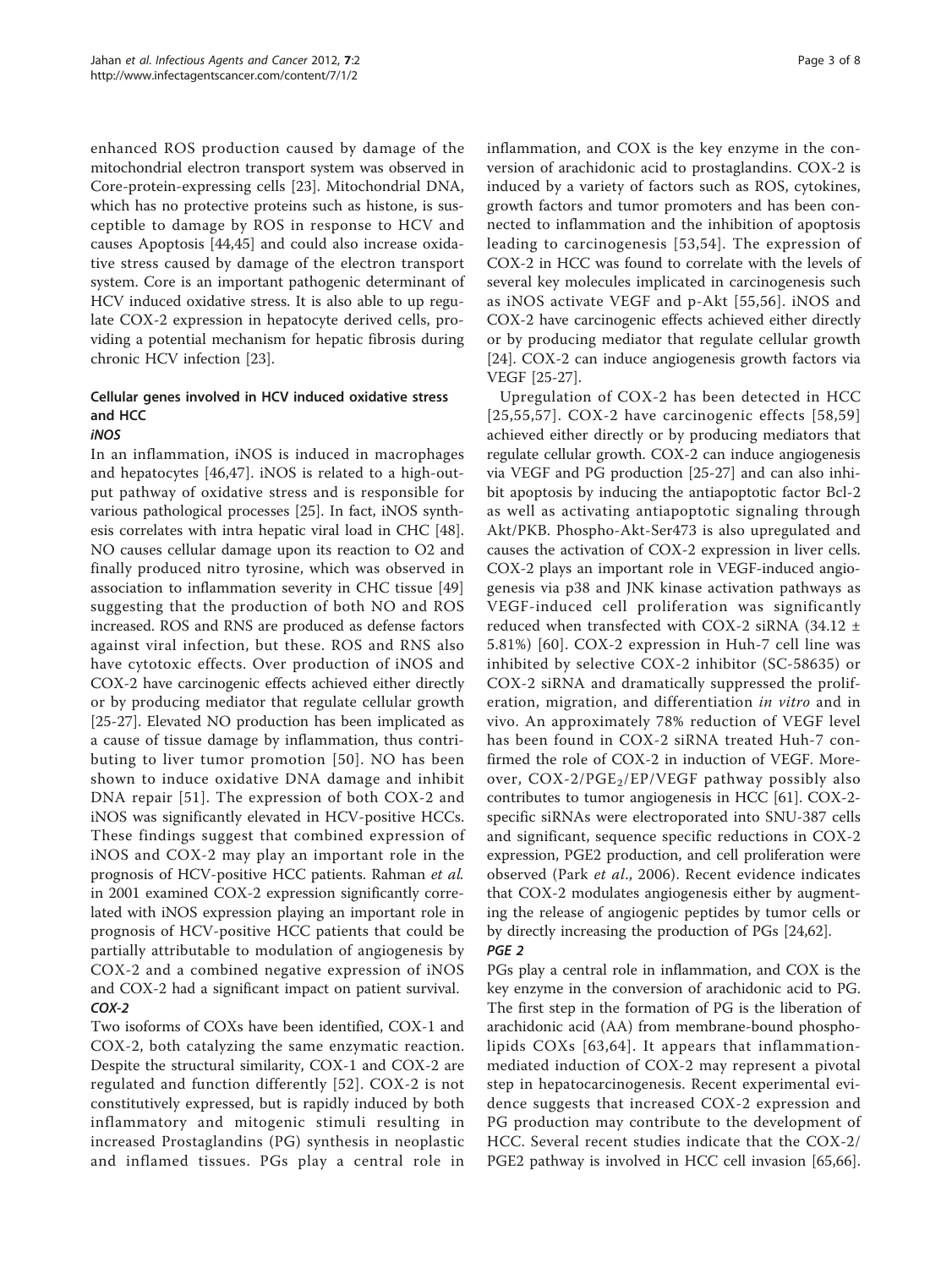enhanced ROS production caused by damage of the mitochondrial electron transport system was observed in Core-protein-expressing cells [23]. Mitochondrial DNA, which has no protective proteins such as histone, is susceptible to damage by ROS in response to HCV and causes Apoptosis [44,45] and could also increase oxidative stress caused by damage of the electron transport system. Core is an important pathogenic determinant of HCV induced oxidative stress. It is also able to up regulate COX-2 expression in hepatocyte derived cells, providing a potential mechanism for hepatic fibrosis during chronic HCV infection [23].

## Cellular genes involved in HCV induced oxidative stress and HCC

### *iNOS*

In an inflammation, iNOS is induced in macrophages and hepatocytes [46,47]. iNOS is related to a high-output pathway of oxidative stress and is responsible for various pathological processes [25]. In fact, iNOS synthesis correlates with intra hepatic viral load in CHC [48]. NO causes cellular damage upon its reaction to O2 and finally produced nitro tyrosine, which was observed in association to inflammation severity in CHC tissue [49] suggesting that the production of both NO and ROS increased. ROS and RNS are produced as defense factors against viral infection, but these. ROS and RNS also have cytotoxic effects. Over production of iNOS and COX-2 have carcinogenic effects achieved either directly or by producing mediator that regulate cellular growth [25-27]. Elevated NO production has been implicated as a cause of tissue damage by inflammation, thus contributing to liver tumor promotion [50]. NO has been shown to induce oxidative DNA damage and inhibit DNA repair [51]. The expression of both COX-2 and iNOS was significantly elevated in HCV-positive HCCs. These findings suggest that combined expression of iNOS and COX-2 may play an important role in the prognosis of HCV-positive HCC patients. Rahman *et al.* in 2001 examined COX-2 expression significantly correlated with iNOS expression playing an important role in prognosis of HCV-positive HCC patients that could be partially attributable to modulation of angiogenesis by COX-2 and a combined negative expression of iNOS and COX-2 had a significant impact on patient survival.

### *COX-2*

Two isoforms of COXs have been identified, COX-1 and COX-2, both catalyzing the same enzymatic reaction. Despite the structural similarity, COX-1 and COX-2 are regulated and function differently [52]. COX-2 is not constitutively expressed, but is rapidly induced by both inflammatory and mitogenic stimuli resulting in increased Prostaglandins (PG) synthesis in neoplastic and inflamed tissues. PGs play a central role in inflammation, and COX is the key enzyme in the conversion of arachidonic acid to prostaglandins. COX-2 is induced by a variety of factors such as ROS, cytokines, growth factors and tumor promoters and has been connected to inflammation and the inhibition of apoptosis leading to carcinogenesis [53,54]. The expression of COX-2 in HCC was found to correlate with the levels of several key molecules implicated in carcinogenesis such as iNOS activate VEGF and p-Akt [55,56]. iNOS and COX-2 have carcinogenic effects achieved either directly or by producing mediator that regulate cellular growth [24]. COX-2 can induce angiogenesis growth factors via VEGF [25-27].

Upregulation of COX-2 has been detected in HCC [25,55,57]. COX-2 have carcinogenic effects [58,59] achieved either directly or by producing mediators that regulate cellular growth. COX-2 can induce angiogenesis via VEGF and PG production [25-27] and can also inhibit apoptosis by inducing the antiapoptotic factor Bcl-2 as well as activating antiapoptotic signaling through Akt/PKB. Phospho-Akt-Ser473 is also upregulated and causes the activation of COX-2 expression in liver cells. COX-2 plays an important role in VEGF-induced angiogenesis via p38 and JNK kinase activation pathways as VEGF-induced cell proliferation was significantly reduced when transfected with COX-2 siRNA (34.12 ± 5.81%) [60]. COX-2 expression in Huh-7 cell line was inhibited by selective COX-2 inhibitor (SC-58635) or COX-2 siRNA and dramatically suppressed the proliferation, migration, and differentiation *in vitro* and in vivo. An approximately 78% reduction of VEGF level has been found in COX-2 siRNA treated Huh-7 confirmed the role of COX-2 in induction of VEGF. Moreover, COX-2/$PGE_2$/EP/VEGF pathway possibly also contributes to tumor angiogenesis in HCC [61]. COX-2-specific siRNAs were electroporated into SNU-387 cells and significant, sequence specific reductions in COX-2 expression, PGE2 production, and cell proliferation were observed (Park *et al.*, 2006). Recent evidence indicates that COX-2 modulates angiogenesis either by augmenting the release of angiogenic peptides by tumor cells or by directly increasing the production of PGs [24,62].

### *PGE 2*

PGs play a central role in inflammation, and COX is the key enzyme in the conversion of arachidonic acid to PG. The first step in the formation of PG is the liberation of arachidonic acid (AA) from membrane-bound phospholipids COXs [63,64]. It appears that inflammation-mediated induction of COX-2 may represent a pivotal step in hepatocarcinogenesis. Recent experimental evidence suggests that increased COX-2 expression and PG production may contribute to the development of HCC. Several recent studies indicate that the COX-2/PGE2 pathway is involved in HCC cell invasion [65,66].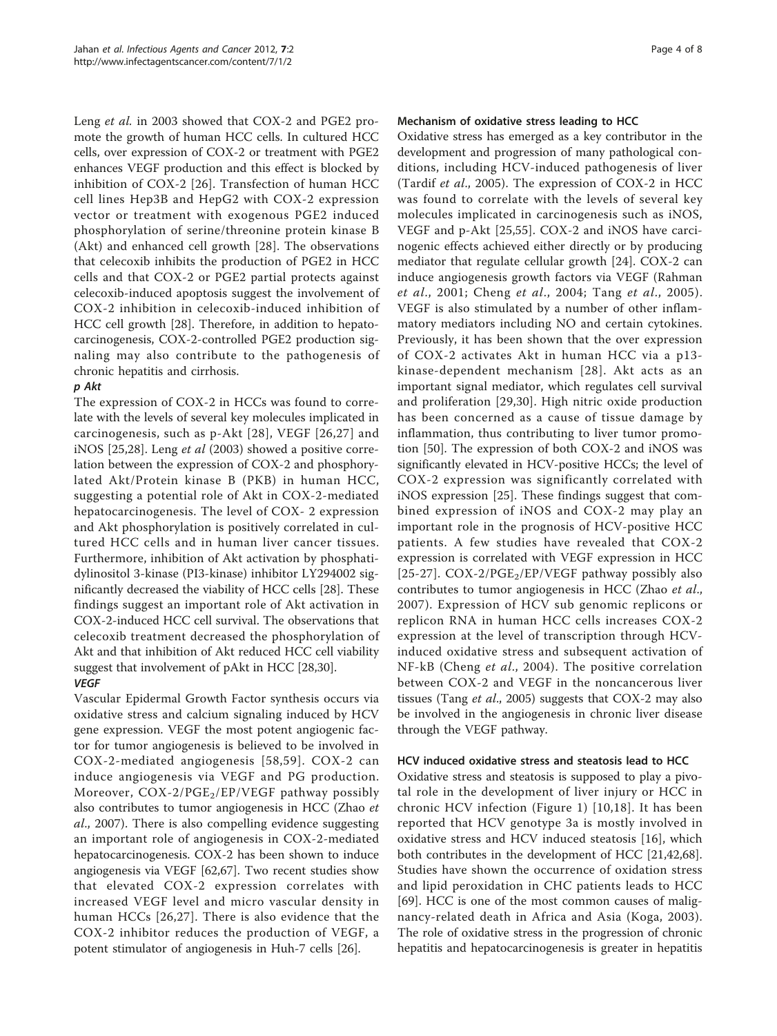Leng *et al.* in 2003 showed that COX-2 and PGE2 promote the growth of human HCC cells. In cultured HCC cells, over expression of COX-2 or treatment with PGE2 enhances VEGF production and this effect is blocked by inhibition of COX-2 [26]. Transfection of human HCC cell lines Hep3B and HepG2 with COX-2 expression vector or treatment with exogenous PGE2 induced phosphorylation of serine/threonine protein kinase B (Akt) and enhanced cell growth [28]. The observations that celecoxib inhibits the production of PGE2 in HCC cells and that COX-2 or PGE2 partial protects against celecoxib-induced apoptosis suggest the involvement of COX-2 inhibition in celecoxib-induced inhibition of HCC cell growth [28]. Therefore, in addition to hepatocarcinogenesis, COX-2-controlled PGE2 production signaling may also contribute to the pathogenesis of chronic hepatitis and cirrhosis.

#### *p Akt*

The expression of COX-2 in HCCs was found to correlate with the levels of several key molecules implicated in carcinogenesis, such as p-Akt [28], VEGF [26,27] and iNOS [25,28]. Leng *et al* (2003) showed a positive correlation between the expression of COX-2 and phosphorylated Akt/Protein kinase B (PKB) in human HCC, suggesting a potential role of Akt in COX-2-mediated hepatocarcinogenesis. The level of COX- 2 expression and Akt phosphorylation is positively correlated in cultured HCC cells and in human liver cancer tissues. Furthermore, inhibition of Akt activation by phosphatidylinositol 3-kinase (PI3-kinase) inhibitor LY294002 significantly decreased the viability of HCC cells [28]. These findings suggest an important role of Akt activation in COX-2-induced HCC cell survival. The observations that celecoxib treatment decreased the phosphorylation of Akt and that inhibition of Akt reduced HCC cell viability suggest that involvement of pAkt in HCC [28,30].

#### *VEGF*

Vascular Epidermal Growth Factor synthesis occurs via oxidative stress and calcium signaling induced by HCV gene expression. VEGF the most potent angiogenic factor for tumor angiogenesis is believed to be involved in COX-2-mediated angiogenesis [58,59]. COX-2 can induce angiogenesis via VEGF and PG production. Moreover, COX-2/$PGE_2$/EP/VEGF pathway possibly also contributes to tumor angiogenesis in HCC (Zhao *et al*., 2007). There is also compelling evidence suggesting an important role of angiogenesis in COX-2-mediated hepatocarcinogenesis. COX-2 has been shown to induce angiogenesis via VEGF [62,67]. Two recent studies show that elevated COX-2 expression correlates with increased VEGF level and micro vascular density in human HCCs [26,27]. There is also evidence that the COX-2 inhibitor reduces the production of VEGF, a potent stimulator of angiogenesis in Huh-7 cells [26].

### Mechanism of oxidative stress leading to HCC

Oxidative stress has emerged as a key contributor in the development and progression of many pathological conditions, including HCV-induced pathogenesis of liver (Tardif *et al*., 2005). The expression of COX-2 in HCC was found to correlate with the levels of several key molecules implicated in carcinogenesis such as iNOS, VEGF and p-Akt [25,55]. COX-2 and iNOS have carcinogenic effects achieved either directly or by producing mediator that regulate cellular growth [24]. COX-2 can induce angiogenesis growth factors via VEGF (Rahman *et al*., 2001; Cheng *et al*., 2004; Tang *et al*., 2005). VEGF is also stimulated by a number of other inflammatory mediators including NO and certain cytokines. Previously, it has been shown that the over expression of COX-2 activates Akt in human HCC via a p13-kinase-dependent mechanism [28]. Akt acts as an important signal mediator, which regulates cell survival and proliferation [29,30]. High nitric oxide production has been concerned as a cause of tissue damage by inflammation, thus contributing to liver tumor promotion [50]. The expression of both COX-2 and iNOS was significantly elevated in HCV-positive HCCs; the level of COX-2 expression was significantly correlated with iNOS expression [25]. These findings suggest that combined expression of iNOS and COX-2 may play an important role in the prognosis of HCV-positive HCC patients. A few studies have revealed that COX-2 expression is correlated with VEGF expression in HCC [25-27]. COX-2/$PGE_2$/EP/VEGF pathway possibly also contributes to tumor angiogenesis in HCC (Zhao *et al*., 2007). Expression of HCV sub genomic replicons or replicon RNA in human HCC cells increases COX-2 expression at the level of transcription through HCV-induced oxidative stress and subsequent activation of NF-kB (Cheng *et al*., 2004). The positive correlation between COX-2 and VEGF in the noncancerous liver tissues (Tang *et al*., 2005) suggests that COX-2 may also be involved in the angiogenesis in chronic liver disease through the VEGF pathway.

### HCV induced oxidative stress and steatosis lead to HCC

Oxidative stress and steatosis is supposed to play a pivotal role in the development of liver injury or HCC in chronic HCV infection (Figure 1) [10,18]. It has been reported that HCV genotype 3a is mostly involved in oxidative stress and HCV induced steatosis [16], which both contributes in the development of HCC [21,42,68]. Studies have shown the occurrence of oxidation stress and lipid peroxidation in CHC patients leads to HCC [69]. HCC is one of the most common causes of malignancy-related death in Africa and Asia (Koga, 2003). The role of oxidative stress in the progression of chronic hepatitis and hepatocarcinogenesis is greater in hepatitis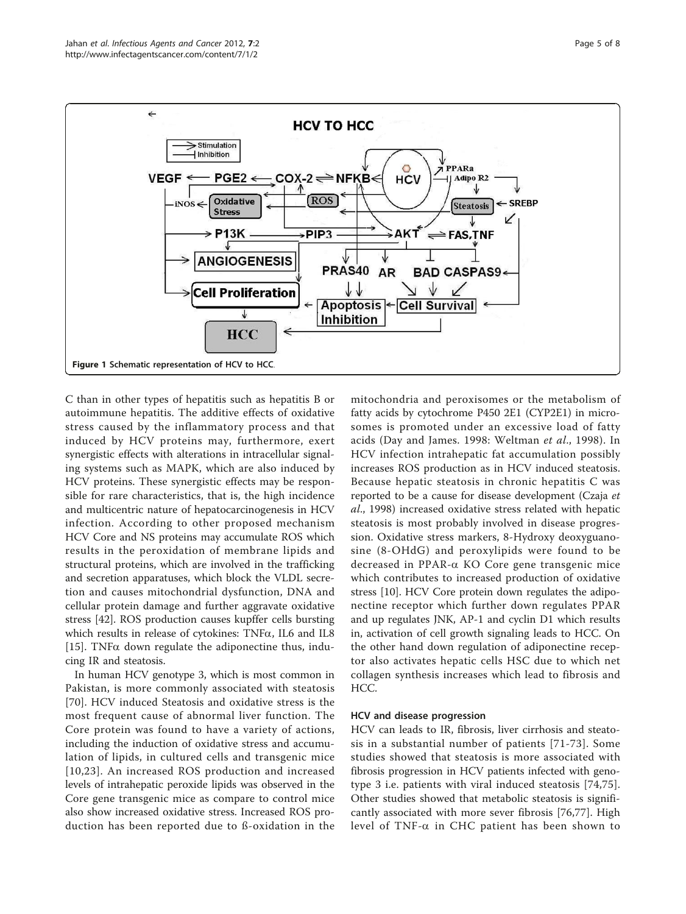Figure 1 Schematic representation of HCV to HCC.

C than in other types of hepatitis such as hepatitis B or autoimmune hepatitis. The additive effects of oxidative stress caused by the inflammatory process and that induced by HCV proteins may, furthermore, exert synergistic effects with alterations in intracellular signaling systems such as MAPK, which are also induced by HCV proteins. These synergistic effects may be responsible for rare characteristics, that is, the high incidence and multicentric nature of hepatocarcinogenesis in HCV infection. According to other proposed mechanism HCV Core and NS proteins may accumulate ROS which results in the peroxidation of membrane lipids and structural proteins, which are involved in the trafficking and secretion apparatuses, which block the VLDL secretion and causes mitochondrial dysfunction, DNA and cellular protein damage and further aggravate oxidative stress [42]. ROS production causes kupffer cells bursting which results in release of cytokines: TNFα, IL6 and IL8 [15]. TNFα down regulate the adiponectine thus, inducing IR and steatosis.

In human HCV genotype 3, which is most common in Pakistan, is more commonly associated with steatosis [70]. HCV induced Steatosis and oxidative stress is the most frequent cause of abnormal liver function. The Core protein was found to have a variety of actions, including the induction of oxidative stress and accumulation of lipids, in cultured cells and transgenic mice [10,23]. An increased ROS production and increased levels of intrahepatic peroxide lipids was observed in the Core gene transgenic mice as compare to control mice also show increased oxidative stress. Increased ROS production has been reported due to ß-oxidation in the mitochondria and peroxisomes or the metabolism of fatty acids by cytochrome P450 2E1 (CYP2E1) in microsomes is promoted under an excessive load of fatty acids (Day and James. 1998: Weltman *et al*., 1998). In HCV infection intrahepatic fat accumulation possibly increases ROS production as in HCV induced steatosis. Because hepatic steatosis in chronic hepatitis C was reported to be a cause for disease development (Czaja *et al*., 1998) increased oxidative stress related with hepatic steatosis is most probably involved in disease progression. Oxidative stress markers, 8-Hydroxy deoxyguanosine (8-OHdG) and peroxylipids were found to be decreased in PPAR-α KO Core gene transgenic mice which contributes to increased production of oxidative stress [10]. HCV Core protein down regulates the adiponectine receptor which further down regulates PPAR and up regulates JNK, AP-1 and cyclin D1 which results in, activation of cell growth signaling leads to HCC. On the other hand down regulation of adiponectine receptor also activates hepatic cells HSC due to which net collagen synthesis increases which lead to fibrosis and HCC.

### HCV and disease progression

HCV can leads to IR, fibrosis, liver cirrhosis and steatosis in a substantial number of patients [71-73]. Some studies showed that steatosis is more associated with fibrosis progression in HCV patients infected with genotype 3 i.e. patients with viral induced steatosis [74,75]. Other studies showed that metabolic steatosis is significantly associated with more sever fibrosis [76,77]. High level of TNF-α in CHC patient has been shown to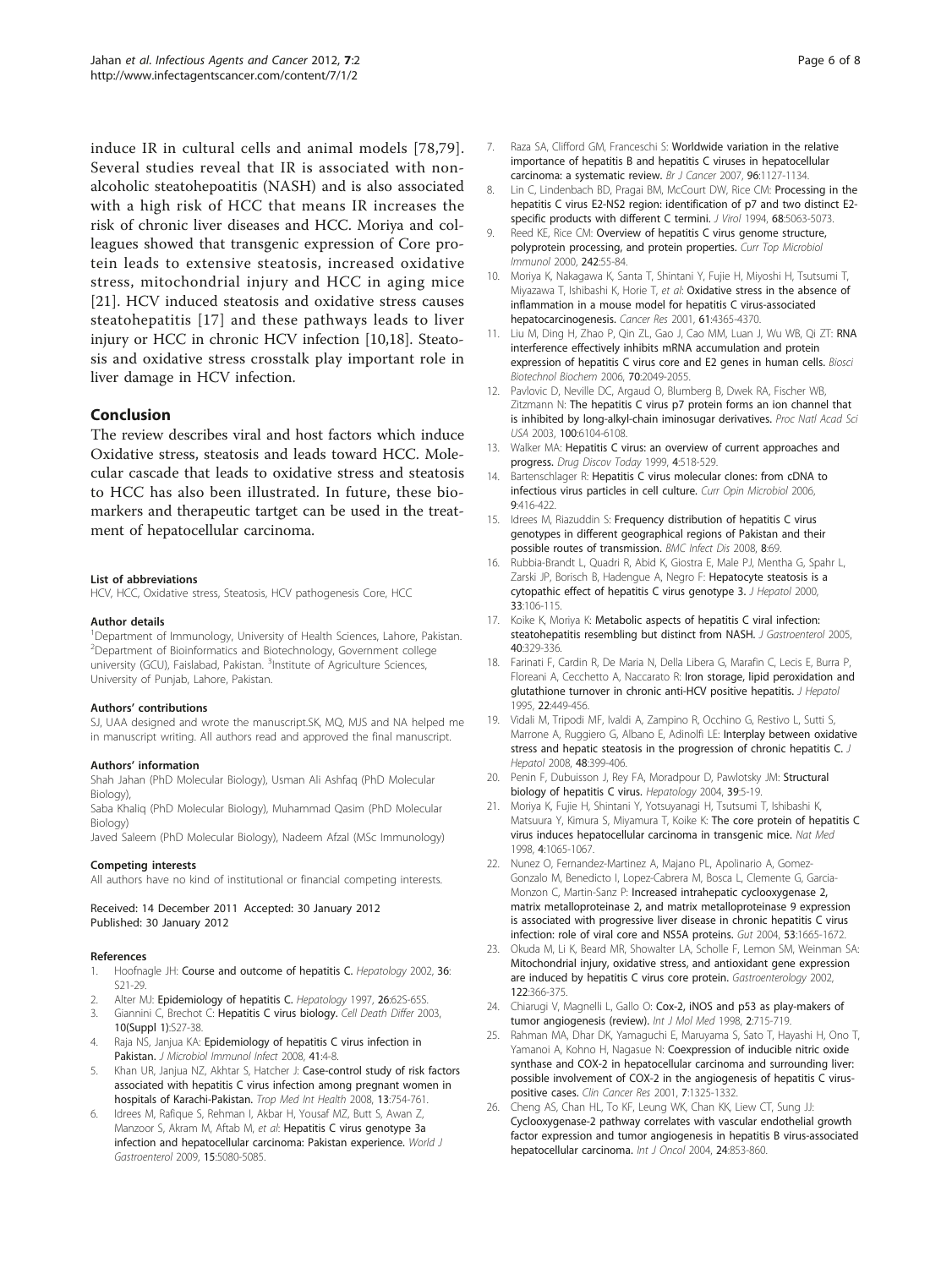induce IR in cultural cells and animal models [78,79]. Several studies reveal that IR is associated with non-alcoholic steatohepoatitis (NASH) and is also associated with a high risk of HCC that means IR increases the risk of chronic liver diseases and HCC. Moriya and colleagues showed that transgenic expression of Core protein leads to extensive steatosis, increased oxidative stress, mitochondrial injury and HCC in aging mice [21]. HCV induced steatosis and oxidative stress causes steatohepatitis [17] and these pathways leads to liver injury or HCC in chronic HCV infection [10,18]. Steatosis and oxidative stress crosstalk play important role in liver damage in HCV infection.

## Conclusion

The review describes viral and host factors which induce Oxidative stress, steatosis and leads toward HCC. Molecular cascade that leads to oxidative stress and steatosis to HCC has also been illustrated. In future, these biomarkers and therapeutic tartget can be used in the treatment of hepatocellular carcinoma.

#### List of abbreviations

HCV, HCC, Oxidative stress, Steatosis, HCV pathogenesis Core, HCC

#### Author details

[1]Department of Immunology, University of Health Sciences, Lahore, Pakistan. [2]Department of Bioinformatics and Biotechnology, Government college university (GCU), Faislabad, Pakistan. [3]Institute of Agriculture Sciences, University of Punjab, Lahore, Pakistan.

#### Authors' contributions

SJ, UAA designed and wrote the manuscript.SK, MQ, MJS and NA helped me in manuscript writing. All authors read and approved the final manuscript.

#### Authors' information

Shah Jahan (PhD Molecular Biology), Usman Ali Ashfaq (PhD Molecular Biology),
Saba Khaliq (PhD Molecular Biology), Muhammad Qasim (PhD Molecular Biology)
Javed Saleem (PhD Molecular Biology), Nadeem Afzal (MSc Immunology)

#### Competing interests

All authors have no kind of institutional or financial competing interests.

Received: 14 December 2011 Accepted: 30 January 2012
Published: 30 January 2012

#### References

1. Hoofnagle JH: Course and outcome of hepatitis C. *Hepatology* 2002, 36: S21-29.
2. Alter MJ: Epidemiology of hepatitis C. *Hepatology* 1997, 26:62S-65S.
3. Giannini C, Brechot C: Hepatitis C virus biology. *Cell Death Differ* 2003, 10(Suppl 1):S27-38.
4. Raja NS, Janjua KA: Epidemiology of hepatitis C virus infection in Pakistan. *J Microbiol Immunol Infect* 2008, 41:4-8.
5. Khan UR, Janjua NZ, Akhtar S, Hatcher J: Case-control study of risk factors associated with hepatitis C virus infection among pregnant women in hospitals of Karachi-Pakistan. *Trop Med Int Health* 2008, 13:754-761.
6. Idrees M, Rafique S, Rehman I, Akbar H, Yousaf MZ, Butt S, Awan Z, Manzoor S, Akram M, Aftab M, *et al*: Hepatitis C virus genotype 3a infection and hepatocellular carcinoma: Pakistan experience. *World J Gastroenterol* 2009, 15:5080-5085.
7. Raza SA, Clifford GM, Franceschi S: Worldwide variation in the relative importance of hepatitis B and hepatitis C viruses in hepatocellular carcinoma: a systematic review. *Br J Cancer* 2007, 96:1127-1134.
8. Lin C, Lindenbach BD, Pragai BM, McCourt DW, Rice CM: Processing in the hepatitis C virus E2-NS2 region: identification of p7 and two distinct E2-specific products with different C termini. *J Virol* 1994, 68:5063-5073.
9. Reed KE, Rice CM: Overview of hepatitis C virus genome structure, polyprotein processing, and protein properties. *Curr Top Microbiol Immunol* 2000, 242:55-84.
10. Moriya K, Nakagawa K, Santa T, Shintani Y, Fujie H, Miyoshi H, Tsutsumi T, Miyazawa T, Ishibashi K, Horie T, *et al*: Oxidative stress in the absence of inflammation in a mouse model for hepatitis C virus-associated hepatocarcinogenesis. *Cancer Res* 2001, 61:4365-4370.
11. Liu M, Ding H, Zhao P, Qin ZL, Gao J, Cao MM, Luan J, Wu WB, Qi ZT: RNA interference effectively inhibits mRNA accumulation and protein expression of hepatitis C virus core and E2 genes in human cells. *Biosci Biotechnol Biochem* 2006, 70:2049-2055.
12. Pavlovic D, Neville DC, Argaud O, Blumberg B, Dwek RA, Fischer WB, Zitzmann N: The hepatitis C virus p7 protein forms an ion channel that is inhibited by long-alkyl-chain iminosugar derivatives. *Proc Natl Acad Sci USA* 2003, 100:6104-6108.
13. Walker MA: Hepatitis C virus: an overview of current approaches and progress. *Drug Discov Today* 1999, 4:518-529.
14. Bartenschlager R: Hepatitis C virus molecular clones: from cDNA to infectious virus particles in cell culture. *Curr Opin Microbiol* 2006, 9:416-422.
15. Idrees M, Riazuddin S: Frequency distribution of hepatitis C virus genotypes in different geographical regions of Pakistan and their possible routes of transmission. *BMC Infect Dis* 2008, 8:69.
16. Rubbia-Brandt L, Quadri R, Abid K, Giostra E, Male PJ, Mentha G, Spahr L, Zarski JP, Borisch B, Hadengue A, Negro F: Hepatocyte steatosis is a cytopathic effect of hepatitis C virus genotype 3. *J Hepatol* 2000, 33:106-115.
17. Koike K, Moriya K: Metabolic aspects of hepatitis C viral infection: steatohepatitis resembling but distinct from NASH. *J Gastroenterol* 2005, 40:329-336.
18. Farinati F, Cardin R, De Maria N, Della Libera G, Marafin C, Lecis E, Burra P, Floreani A, Cecchetto A, Naccarato R: Iron storage, lipid peroxidation and glutathione turnover in chronic anti-HCV positive hepatitis. *J Hepatol* 1995, 22:449-456.
19. Vidali M, Tripodi MF, Ivaldi A, Zampino R, Occhino G, Restivo L, Sutti S, Marrone A, Ruggiero G, Albano E, Adinolfi LE: Interplay between oxidative stress and hepatic steatosis in the progression of chronic hepatitis C. *J Hepatol* 2008, 48:399-406.
20. Penin F, Dubuisson J, Rey FA, Moradpour D, Pawlotsky JM: Structural biology of hepatitis C virus. *Hepatology* 2004, 39:5-19.
21. Moriya K, Fujie H, Shintani Y, Yotsuyanagi H, Tsutsumi T, Ishibashi K, Matsuura Y, Kimura S, Miyamura T, Koike K: The core protein of hepatitis C virus induces hepatocellular carcinoma in transgenic mice. *Nat Med* 1998, 4:1065-1067.
22. Nunez O, Fernandez-Martinez A, Majano PL, Apolinario A, Gomez-Gonzalo M, Benedicto I, Lopez-Cabrera M, Bosca L, Clemente G, Garcia-Monzon C, Martin-Sanz P: Increased intrahepatic cyclooxygenase 2, matrix metalloproteinase 2, and matrix metalloproteinase 9 expression is associated with progressive liver disease in chronic hepatitis C virus infection: role of viral core and NS5A proteins. *Gut* 2004, 53:1665-1672.
23. Okuda M, Li K, Beard MR, Showalter LA, Scholle F, Lemon SM, Weinman SA: Mitochondrial injury, oxidative stress, and antioxidant gene expression are induced by hepatitis C virus core protein. *Gastroenterology* 2002, 122:366-375.
24. Chiarugi V, Magnelli L, Gallo O: Cox-2, iNOS and p53 as play-makers of tumor angiogenesis (review). *Int J Mol Med* 1998, 2:715-719.
25. Rahman MA, Dhar DK, Yamaguchi E, Maruyama S, Sato T, Hayashi H, Ono T, Yamanoi A, Kohno H, Nagasue N: Coexpression of inducible nitric oxide synthase and COX-2 in hepatocellular carcinoma and surrounding liver: possible involvement of COX-2 in the angiogenesis of hepatitis C virus-positive cases. *Clin Cancer Res* 2001, 7:1325-1332.
26. Cheng AS, Chan HL, To KF, Leung WK, Chan KK, Liew CT, Sung JJ: Cyclooxygenase-2 pathway correlates with vascular endothelial growth factor expression and tumor angiogenesis in hepatitis B virus-associated hepatocellular carcinoma. *Int J Oncol* 2004, 24:853-860.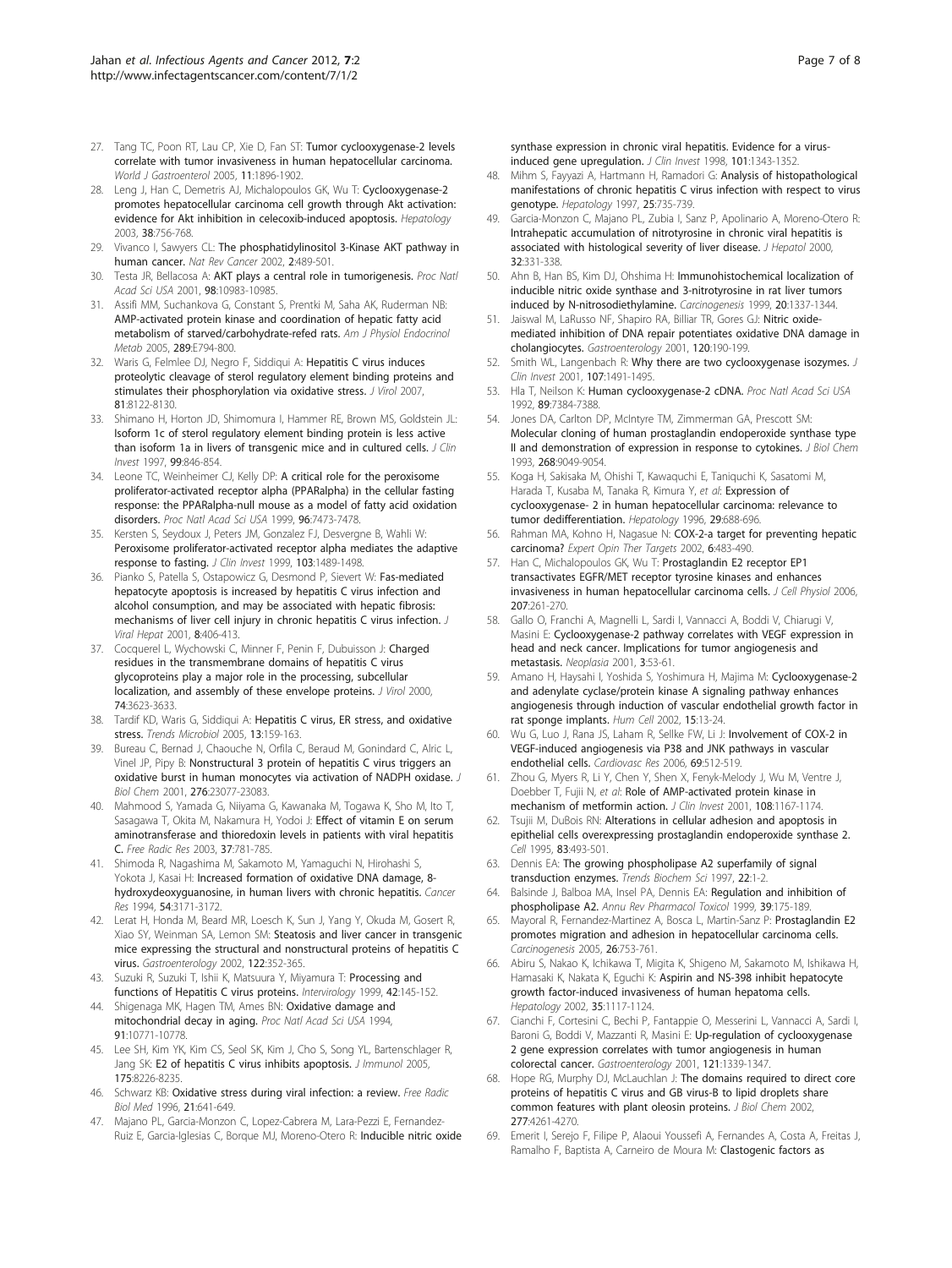27. Tang TC, Poon RT, Lau CP, Xie D, Fan ST: **Tumor cyclooxygenase-2 levels correlate with tumor invasiveness in human hepatocellular carcinoma.** *World J Gastroenterol* 2005, **11**:1896-1902.
28. Leng J, Han C, Demetris AJ, Michalopoulos GK, Wu T: **Cyclooxygenase-2 promotes hepatocellular carcinoma cell growth through Akt activation: evidence for Akt inhibition in celecoxib-induced apoptosis.** *Hepatology* 2003, **38**:756-768.
29. Vivanco I, Sawyers CL: **The phosphatidylinositol 3-Kinase AKT pathway in human cancer.** *Nat Rev Cancer* 2002, **2**:489-501.
30. Testa JR, Bellacosa A: **AKT plays a central role in tumorigenesis.** *Proc Natl Acad Sci USA* 2001, **98**:10983-10985.
31. Assifi MM, Suchankova G, Constant S, Prentki M, Saha AK, Ruderman NB: **AMP-activated protein kinase and coordination of hepatic fatty acid metabolism of starved/carbohydrate-refed rats.** *Am J Physiol Endocrinol Metab* 2005, **289**:E794-800.
32. Waris G, Felmlee DJ, Negro F, Siddiqui A: **Hepatitis C virus induces proteolytic cleavage of sterol regulatory element binding proteins and stimulates their phosphorylation via oxidative stress.** *J Virol* 2007, **81**:8122-8130.
33. Shimano H, Horton JD, Shimomura I, Hammer RE, Brown MS, Goldstein JL: **Isoform 1c of sterol regulatory element binding protein is less active than isoform 1a in livers of transgenic mice and in cultured cells.** *J Clin Invest* 1997, **99**:846-854.
34. Leone TC, Weinheimer CJ, Kelly DP: **A critical role for the peroxisome proliferator-activated receptor alpha (PPARalpha) in the cellular fasting response: the PPARalpha-null mouse as a model of fatty acid oxidation disorders.** *Proc Natl Acad Sci USA* 1999, **96**:7473-7478.
35. Kersten S, Seydoux J, Peters JM, Gonzalez FJ, Desvergne B, Wahli W: **Peroxisome proliferator-activated receptor alpha mediates the adaptive response to fasting.** *J Clin Invest* 1999, **103**:1489-1498.
36. Pianko S, Patella S, Ostapowicz G, Desmond P, Sievert W: **Fas-mediated hepatocyte apoptosis is increased by hepatitis C virus infection and alcohol consumption, and may be associated with hepatic fibrosis: mechanisms of liver cell injury in chronic hepatitis C virus infection.** *J Viral Hepat* 2001, **8**:406-413.
37. Cocquerel L, Wychowski C, Minner F, Penin F, Dubuisson J: **Charged residues in the transmembrane domains of hepatitis C virus glycoproteins play a major role in the processing, subcellular localization, and assembly of these envelope proteins.** *J Virol* 2000, **74**:3623-3633.
38. Tardif KD, Waris G, Siddiqui A: **Hepatitis C virus, ER stress, and oxidative stress.** *Trends Microbiol* 2005, **13**:159-163.
39. Bureau C, Bernad J, Chaouche N, Orfila C, Beraud M, Gonindard C, Alric L, Vinel JP, Pipy B: **Nonstructural 3 protein of hepatitis C virus triggers an oxidative burst in human monocytes via activation of NADPH oxidase.** *J Biol Chem* 2001, **276**:23077-23083.
40. Mahmood S, Yamada G, Niiyama G, Kawanaka M, Togawa K, Sho M, Ito T, Sasagawa T, Okita M, Nakamura H, Yodoi J: **Effect of vitamin E on serum aminotransferase and thioredoxin levels in patients with viral hepatitis C.** *Free Radic Res* 2003, **37**:781-785.
41. Shimoda R, Nagashima M, Sakamoto M, Yamaguchi N, Hirohashi S, Yokota J, Kasai H: **Increased formation of oxidative DNA damage, 8-hydroxydeoxyguanosine, in human livers with chronic hepatitis.** *Cancer Res* 1994, **54**:3171-3172.
42. Lerat H, Honda M, Beard MR, Loesch K, Sun J, Yang Y, Okuda M, Gosert R, Xiao SY, Weinman SA, Lemon SM: **Steatosis and liver cancer in transgenic mice expressing the structural and nonstructural proteins of hepatitis C virus.** *Gastroenterology* 2002, **122**:352-365.
43. Suzuki R, Suzuki T, Ishii K, Matsuura Y, Miyamura T: **Processing and functions of Hepatitis C virus proteins.** *Intervirology* 1999, **42**:145-152.
44. Shigenaga MK, Hagen TM, Ames BN: **Oxidative damage and mitochondrial decay in aging.** *Proc Natl Acad Sci USA* 1994, **91**:10771-10778.
45. Lee SH, Kim YK, Kim CS, Seol SK, Kim J, Cho S, Song YL, Bartenschlager R, Jang SK: **E2 of hepatitis C virus inhibits apoptosis.** *J Immunol* 2005, **175**:8226-8235.
46. Schwarz KB: **Oxidative stress during viral infection: a review.** *Free Radic Biol Med* 1996, **21**:641-649.
47. Majano PL, Garcia-Monzon C, Lopez-Cabrera M, Lara-Pezzi E, Fernandez-Ruiz E, Garcia-Iglesias C, Borque MJ, Moreno-Otero R: **Inducible nitric oxide synthase expression in chronic viral hepatitis. Evidence for a virus-induced gene upregulation.** *J Clin Invest* 1998, **101**:1343-1352.
48. Mihm S, Fayyazi A, Hartmann H, Ramadori G: **Analysis of histopathological manifestations of chronic hepatitis C virus infection with respect to virus genotype.** *Hepatology* 1997, **25**:735-739.
49. Garcia-Monzon C, Majano PL, Zubia I, Sanz P, Apolinario A, Moreno-Otero R: **Intrahepatic accumulation of nitrotyrosine in chronic viral hepatitis is associated with histological severity of liver disease.** *J Hepatol* 2000, **32**:331-338.
50. Ahn B, Han BS, Kim DJ, Ohshima H: **Immunohistochemical localization of inducible nitric oxide synthase and 3-nitrotyrosine in rat liver tumors induced by N-nitrosodiethylamine.** *Carcinogenesis* 1999, **20**:1337-1344.
51. Jaiswal M, LaRusso NF, Shapiro RA, Billiar TR, Gores GJ: **Nitric oxide-mediated inhibition of DNA repair potentiates oxidative DNA damage in cholangiocytes.** *Gastroenterology* 2001, **120**:190-199.
52. Smith WL, Langenbach R: **Why there are two cyclooxygenase isozymes.** *J Clin Invest* 2001, **107**:1491-1495.
53. Hla T, Neilson K: **Human cyclooxygenase-2 cDNA.** *Proc Natl Acad Sci USA* 1992, **89**:7384-7388.
54. Jones DA, Carlton DP, McIntyre TM, Zimmerman GA, Prescott SM: **Molecular cloning of human prostaglandin endoperoxide synthase type II and demonstration of expression in response to cytokines.** *J Biol Chem* 1993, **268**:9049-9054.
55. Koga H, Sakisaka M, Ohishi T, Kawaquchi E, Taniquchi K, Satasomi M, Harada T, Kusaba M, Tanaka R, Kimura Y, *et al*: **Expression of cyclooxygenase- 2 in human hepatocellular carcinoma: relevance to tumor dedifferentiation.** *Hepatology* 1996, **29**:688-696.
56. Rahman MA, Kohno H, Nagasue N: **COX-2-a target for preventing hepatic carcinoma?** *Expert Opin Ther Targets* 2002, **6**:483-490.
57. Han C, Michalopoulos GK, Wu T: **Prostaglandin E2 receptor EP1 transactivates EGFR/MET receptor tyrosine kinases and enhances invasiveness in human hepatocellular carcinoma cells.** *J Cell Physiol* 2006, **207**:261-270.
58. Gallo O, Franchi A, Magnelli L, Sardi I, Vannacci A, Boddi V, Chiarugi V, Masini E: **Cyclooxygenase-2 pathway correlates with VEGF expression in head and neck cancer. Implications for tumor angiogenesis and metastasis.** *Neoplasia* 2001, **3**:53-61.
59. Amano H, Haysahi I, Yoshida S, Yoshimura H, Majima M: **Cyclooxygenase-2 and adenylate cyclase/protein kinase A signaling pathway enhances angiogenesis through induction of vascular endothelial growth factor in rat sponge implants.** *Hum Cell* 2002, **15**:13-24.
60. Wu G, Luo J, Rana JS, Laham R, Sellke FW, Li J: **Involvement of COX-2 in VEGF-induced angiogenesis via P38 and JNK pathways in vascular endothelial cells.** *Cardiovasc Res* 2006, **69**:512-519.
61. Zhou G, Myers R, Li Y, Chen Y, Shen X, Fenyk-Melody J, Wu M, Ventre J, Doebber T, Fujii N, *et al*: **Role of AMP-activated protein kinase in mechanism of metformin action.** *J Clin Invest* 2001, **108**:1167-1174.
62. Tsujii M, DuBois RN: **Alterations in cellular adhesion and apoptosis in epithelial cells overexpressing prostaglandin endoperoxide synthase 2.** *Cell* 1995, **83**:493-501.
63. Dennis EA: **The growing phospholipase A2 superfamily of signal transduction enzymes.** *Trends Biochem Sci* 1997, **22**:1-2.
64. Balsinde J, Balboa MA, Insel PA, Dennis EA: **Regulation and inhibition of phospholipase A2.** *Annu Rev Pharmacol Toxicol* 1999, **39**:175-189.
65. Mayoral R, Fernandez-Martinez A, Bosca L, Martin-Sanz P: **Prostaglandin E2 promotes migration and adhesion in hepatocellular carcinoma cells.** *Carcinogenesis* 2005, **26**:753-761.
66. Abiru S, Nakao K, Ichikawa T, Migita K, Shigeno M, Sakamoto M, Ishikawa H, Hamasaki K, Nakata K, Eguchi K: **Aspirin and NS-398 inhibit hepatocyte growth factor-induced invasiveness of human hepatoma cells.** *Hepatology* 2002, **35**:1117-1124.
67. Cianchi F, Cortesini C, Bechi P, Fantappie O, Messerini L, Vannacci A, Sardi I, Baroni G, Boddi V, Mazzanti R, Masini E: **Up-regulation of cyclooxygenase 2 gene expression correlates with tumor angiogenesis in human colorectal cancer.** *Gastroenterology* 2001, **121**:1339-1347.
68. Hope RG, Murphy DJ, McLauchlan J: **The domains required to direct core proteins of hepatitis C virus and GB virus-B to lipid droplets share common features with plant oleosin proteins.** *J Biol Chem* 2002, **277**:4261-4270.
69. Emerit I, Serejo F, Filipe P, Alaoui Youssefi A, Fernandes A, Costa A, Freitas J, Ramalho F, Baptista A, Carneiro de Moura M: **Clastogenic factors as**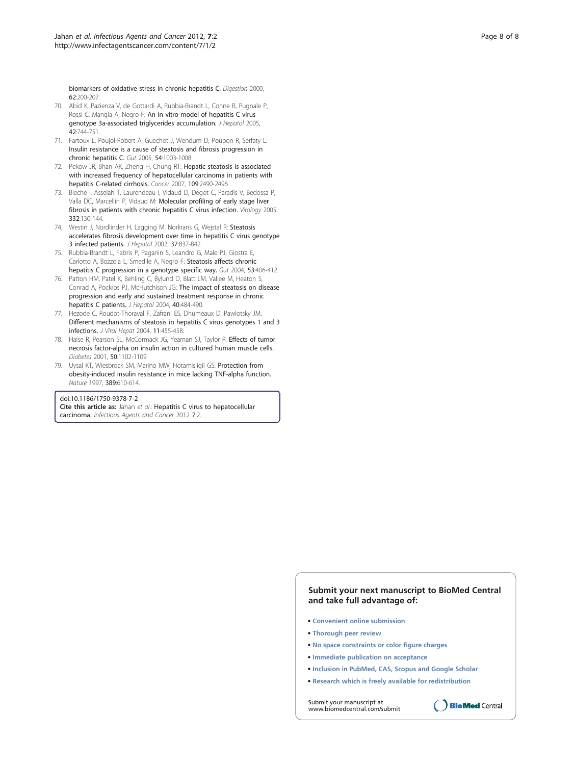biomarkers of oxidative stress in chronic hepatitis C. *Digestion* 2000, **62**:200-207.

70. Abid K, Pazienza V, de Gottardi A, Rubbia-Brandt L, Conne B, Pugnale P, Rossi C, Mangia A, Negro F: An in vitro model of hepatitis C virus genotype 3a-associated triglycerides accumulation. *J Hepatol* 2005, **42**:744-751.
71. Fartoux L, Poujol-Robert A, Guechot J, Wendum D, Poupon R, Serfaty L: Insulin resistance is a cause of steatosis and fibrosis progression in chronic hepatitis C. *Gut* 2005, **54**:1003-1008.
72. Pekow JR, Bhan AK, Zheng H, Chung RT: Hepatic steatosis is associated with increased frequency of hepatocellular carcinoma in patients with hepatitis C-related cirrhosis. *Cancer* 2007, **109**:2490-2496.
73. Bieche I, Asselah T, Laurendeau I, Vidaud D, Degot C, Paradis V, Bedossa P, Valla DC, Marcellin P, Vidaud M: Molecular profiling of early stage liver fibrosis in patients with chronic hepatitis C virus infection. *Virology* 2005, **332**:130-144.
74. Westin J, Nordlinder H, Lagging M, Norkrans G, Wejstal R: Steatosis accelerates fibrosis development over time in hepatitis C virus genotype 3 infected patients. *J Hepatol* 2002, **37**:837-842.
75. Rubbia-Brandt L, Fabris P, Paganin S, Leandro G, Male PJ, Giostra E, Carlotto A, Bozzola L, Smedile A, Negro F: Steatosis affects chronic hepatitis C progression in a genotype specific way. *Gut* 2004, **53**:406-412.
76. Patton HM, Patel K, Behling C, Bylund D, Blatt LM, Vallee M, Heaton S, Conrad A, Pockros PJ, McHutchison JG: The impact of steatosis on disease progression and early and sustained treatment response in chronic hepatitis C patients. *J Hepatol* 2004, **40**:484-490.
77. Hezode C, Roudot-Thoraval F, Zafrani ES, Dhumeaux D, Pawlotsky JM: Different mechanisms of steatosis in hepatitis C virus genotypes 1 and 3 infections. *J Viral Hepat* 2004, **11**:455-458.
78. Halse R, Pearson SL, McCormack JG, Yeaman SJ, Taylor R: Effects of tumor necrosis factor-alpha on insulin action in cultured human muscle cells. *Diabetes* 2001, **50**:1102-1109.
79. Uysal KT, Wiesbrock SM, Marino MW, Hotamisligil GS: Protection from obesity-induced insulin resistance in mice lacking TNF-alpha function. *Nature* 1997, **389**:610-614.

doi:10.1186/1750-9378-7-2
**Cite this article as:** Jahan *et al.*: Hepatitis C virus to hepatocellular carcinoma. *Infectious Agents and Cancer* 2012 7:2.

**Submit your next manuscript to BioMed Central and take full advantage of:**

- Convenient online submission
- Thorough peer review
- No space constraints or color figure charges
- Immediate publication on acceptance
- Inclusion in PubMed, CAS, Scopus and Google Scholar
- Research which is freely available for redistribution

Submit your manuscript at
www.biomedcentral.com/submit

BioMed Central